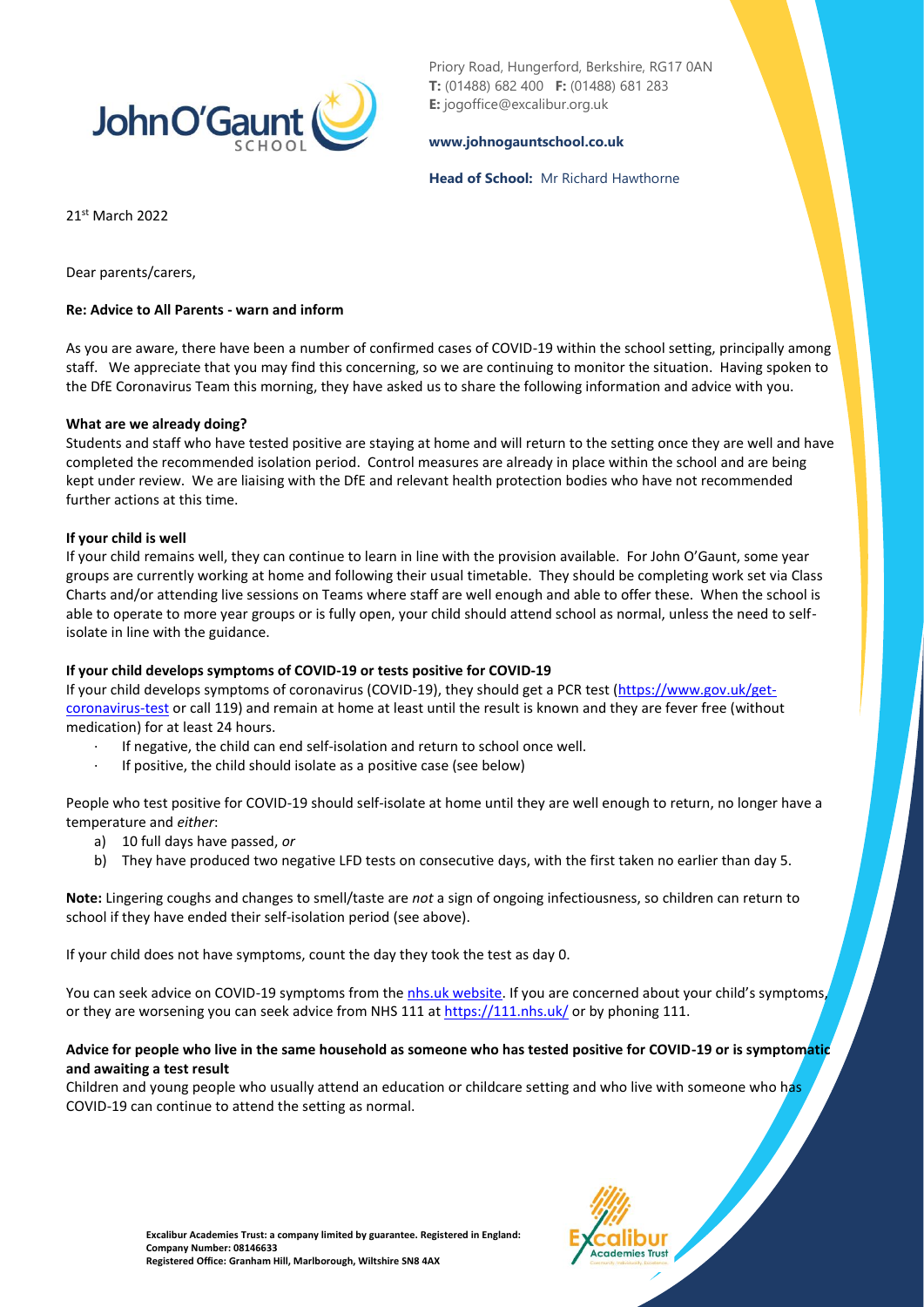Priory Road, Hungerford, Berkshire, RG17 0AN
**T:** (01488) 682 400 **F:** (01488) 681 283
**E:** jogoffice@excalibur.org.uk

**www.johnogauntschool.co.uk**

**Head of School:** Mr Richard Hawthorne

21st March 2022

Dear parents/carers,

**Re: Advice to All Parents - warn and inform**

As you are aware, there have been a number of confirmed cases of COVID-19 within the school setting, principally among staff. We appreciate that you may find this concerning, so we are continuing to monitor the situation. Having spoken to the DfE Coronavirus Team this morning, they have asked us to share the following information and advice with you.

**What are we already doing?**

Students and staff who have tested positive are staying at home and will return to the setting once they are well and have completed the recommended isolation period. Control measures are already in place within the school and are being kept under review. We are liaising with the DfE and relevant health protection bodies who have not recommended further actions at this time.

**If your child is well**

If your child remains well, they can continue to learn in line with the provision available. For John O'Gaunt, some year groups are currently working at home and following their usual timetable. They should be completing work set via Class Charts and/or attending live sessions on Teams where staff are well enough and able to offer these. When the school is able to operate to more year groups or is fully open, your child should attend school as normal, unless the need to self-isolate in line with the guidance.

**If your child develops symptoms of COVID-19 or tests positive for COVID-19**

If your child develops symptoms of coronavirus (COVID-19), they should get a PCR test (https://www.gov.uk/get-coronavirus-test or call 119) and remain at home at least until the result is known and they are fever free (without medication) for at least 24 hours.

- If negative, the child can end self-isolation and return to school once well.
- If positive, the child should isolate as a positive case (see below)

People who test positive for COVID-19 should self-isolate at home until they are well enough to return, no longer have a temperature and *either*:

a) 10 full days have passed, *or*
b) They have produced two negative LFD tests on consecutive days, with the first taken no earlier than day 5.

**Note:** Lingering coughs and changes to smell/taste are *not* a sign of ongoing infectiousness, so children can return to school if they have ended their self-isolation period (see above).

If your child does not have symptoms, count the day they took the test as day 0.

You can seek advice on COVID-19 symptoms from the nhs.uk website. If you are concerned about your child's symptoms, or they are worsening you can seek advice from NHS 111 at https://111.nhs.uk/ or by phoning 111.

**Advice for people who live in the same household as someone who has tested positive for COVID-19 or is symptomatic and awaiting a test result**

Children and young people who usually attend an education or childcare setting and who live with someone who has COVID-19 can continue to attend the setting as normal.

**Excalibur Academies Trust: a company limited by guarantee. Registered in England: Company Number: 08146633**
**Registered Office: Granham Hill, Marlborough, Wiltshire SN8 4AX**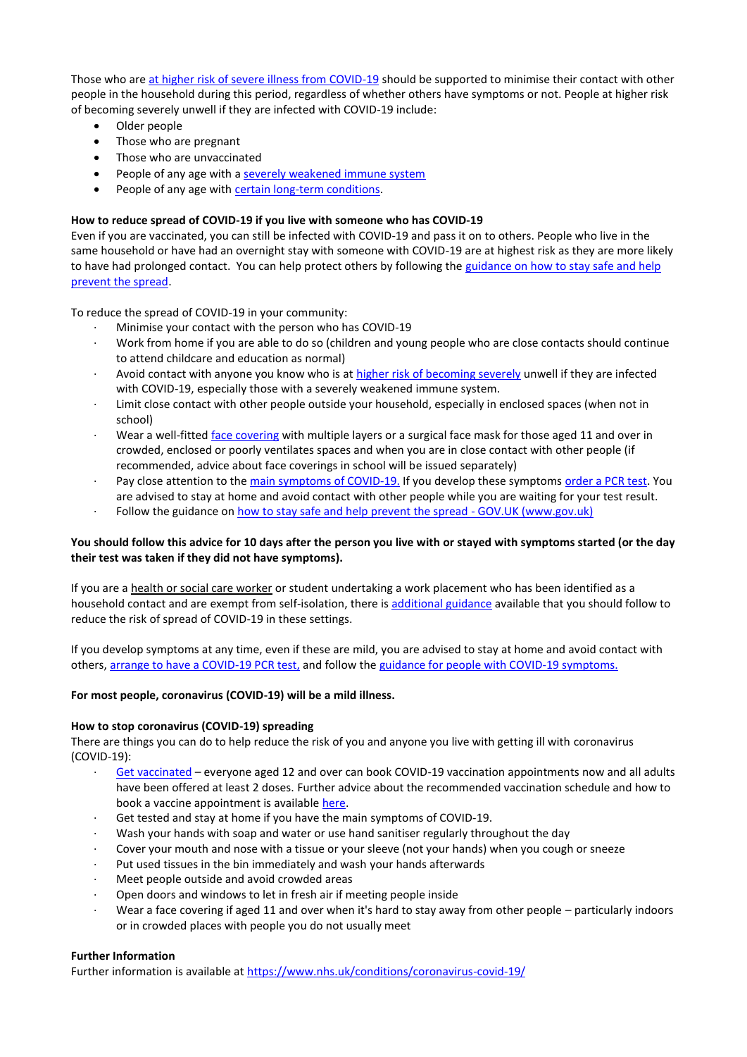Those who are [at higher risk of severe illness from COVID-19] should be supported to minimise their contact with other people in the household during this period, regardless of whether others have symptoms or not. People at higher risk of becoming severely unwell if they are infected with COVID-19 include:

- Older people
- Those who are pregnant
- Those who are unvaccinated
- People of any age with a severely weakened immune system
- People of any age with certain long-term conditions.

**How to reduce spread of COVID-19 if you live with someone who has COVID-19**
Even if you are vaccinated, you can still be infected with COVID-19 and pass it on to others. People who live in the same household or have had an overnight stay with someone with COVID-19 are at highest risk as they are more likely to have had prolonged contact. You can help protect others by following the guidance on how to stay safe and help prevent the spread.

To reduce the spread of COVID-19 in your community:

- Minimise your contact with the person who has COVID-19
- Work from home if you are able to do so (children and young people who are close contacts should continue to attend childcare and education as normal)
- Avoid contact with anyone you know who is at higher risk of becoming severely unwell if they are infected with COVID-19, especially those with a severely weakened immune system.
- Limit close contact with other people outside your household, especially in enclosed spaces (when not in school)
- Wear a well-fitted face covering with multiple layers or a surgical face mask for those aged 11 and over in crowded, enclosed or poorly ventilates spaces and when you are in close contact with other people (if recommended, advice about face coverings in school will be issued separately)
- Pay close attention to the main symptoms of COVID-19. If you develop these symptoms order a PCR test. You are advised to stay at home and avoid contact with other people while you are waiting for your test result.
- Follow the guidance on how to stay safe and help prevent the spread - GOV.UK (www.gov.uk)

**You should follow this advice for 10 days after the person you live with or stayed with symptoms started (or the day their test was taken if they did not have symptoms).**

If you are a health or social care worker or student undertaking a work placement who has been identified as a household contact and are exempt from self-isolation, there is additional guidance available that you should follow to reduce the risk of spread of COVID-19 in these settings.

If you develop symptoms at any time, even if these are mild, you are advised to stay at home and avoid contact with others, arrange to have a COVID-19 PCR test, and follow the guidance for people with COVID-19 symptoms.

**For most people, coronavirus (COVID-19) will be a mild illness.**

**How to stop coronavirus (COVID-19) spreading**
There are things you can do to help reduce the risk of you and anyone you live with getting ill with coronavirus (COVID-19):

- Get vaccinated – everyone aged 12 and over can book COVID-19 vaccination appointments now and all adults have been offered at least 2 doses. Further advice about the recommended vaccination schedule and how to book a vaccine appointment is available here.
- Get tested and stay at home if you have the main symptoms of COVID-19.
- Wash your hands with soap and water or use hand sanitiser regularly throughout the day
- Cover your mouth and nose with a tissue or your sleeve (not your hands) when you cough or sneeze
- Put used tissues in the bin immediately and wash your hands afterwards
- Meet people outside and avoid crowded areas
- Open doors and windows to let in fresh air if meeting people inside
- Wear a face covering if aged 11 and over when it's hard to stay away from other people – particularly indoors or in crowded places with people you do not usually meet

**Further Information**
Further information is available at https://www.nhs.uk/conditions/coronavirus-covid-19/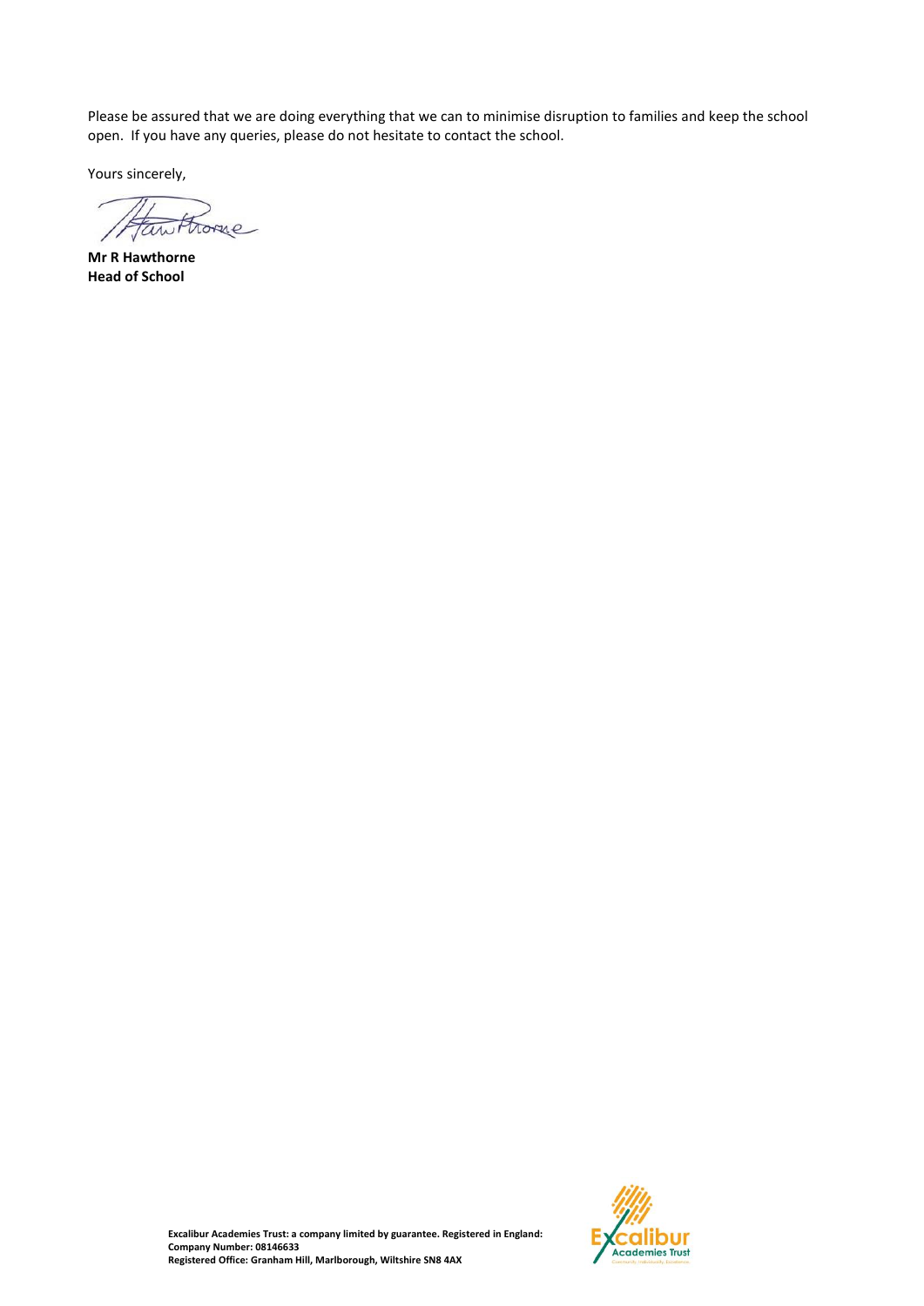Please be assured that we are doing everything that we can to minimise disruption to families and keep the school open. If you have any queries, please do not hesitate to contact the school.

Yours sincerely,

**Mr R Hawthorne**
**Head of School**

**Excalibur Academies Trust: a company limited by guarantee. Registered in England:**
**Company Number: 08146633**
**Registered Office: Granham Hill, Marlborough, Wiltshire SN8 4AX**